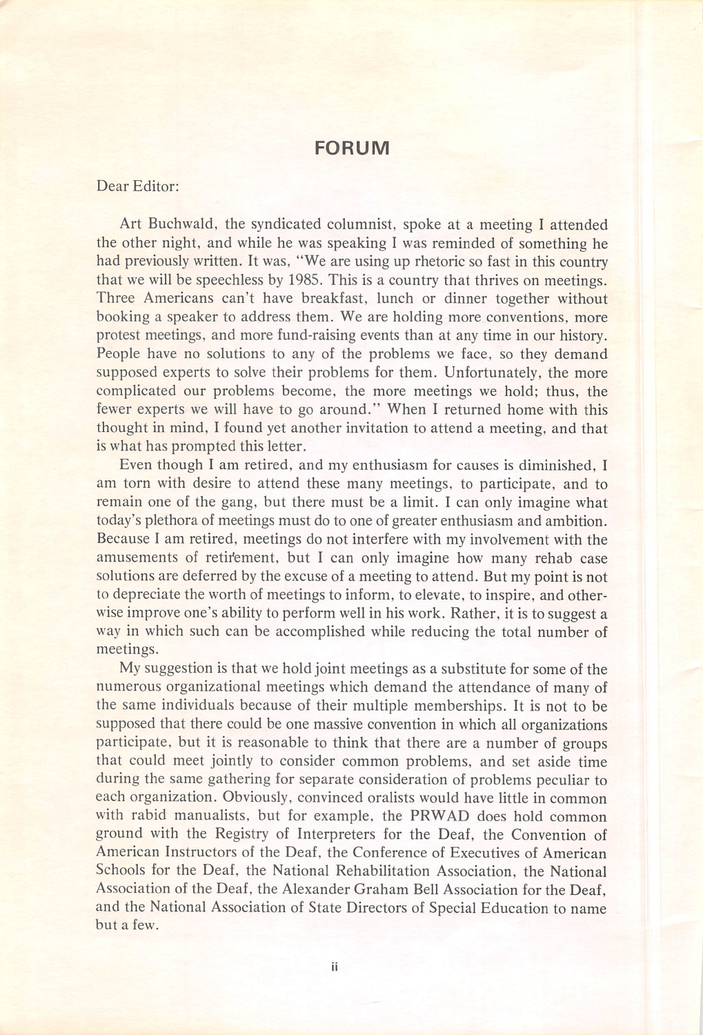## FORUM

Dear Editor:

Art Buchwald, the syndicated columnist, spoke at a meeting I attended the other night, and while he was speaking I was reminded of something he had previously written. It was, "We are using up rhetoric so fast in this country that we will be speechless by 1985. This is a country that thrives on meetings. Three Americans can't have breakfast, lunch or dinner together without booking a speaker to address them. We are holding more conventions, more protest meetings, and more fund-raising events than at any time in our history. People have no solutions to any of the problems we face, so they demand supposed experts to solve their problems for them. Unfortunately, the more complicated our problems become, the more meetings we hold; thus, the fewer experts we will have to go around." When I returned home with this thought in mind, I found yet another invitation to attend a meeting, and that is what has prompted this letter.

Even though I am retired, and my enthusiasm for causes is diminished, I am torn with desire to attend these many meetings, to participate, and to remain one of the gang, but there must be a limit. I can only imagine what today's plethora of meetings must do to one of greater enthusiasm and ambition. Because I am retired, meetings do not interfere with my involvement with the amusements of retirement, but I can only imagine how many rehab case solutions are deferred by the excuse of a meeting to attend. But my point is not to depreciate the worth of meetings to inform, to elevate, to inspire, and otherwise improve one's ability to perform well in his work. Rather, it is to suggest a way in which such can be accomplished while reducing the total number of meetings.

My suggestion is that we hold joint meetings as a substitute for some of the numerous organizational meetings which demand the attendance of many of the same individuals because of their multiple memberships. It is not to be supposed that there could be one massive convention in which all organizations participate, but it is reasonable to think that there are a number of groups that could meet jointly to consider common problems, and set aside time during the same gathering for separate consideration of problems peculiar to each organization. Obviously, convinced oralists would have little in common with rabid manualists, but for example, the PRWAD does hold common ground with the Registry of Interpreters for the Deaf, the Convention of American Instructors of the Deaf, the Conference of Executives of American Schools for the Deaf, the National Rehabilitation Association, the National Association of the Deaf, the Alexander Graham Bell Association for the Deaf, and the National Association of State Directors of Special Education to name but a few.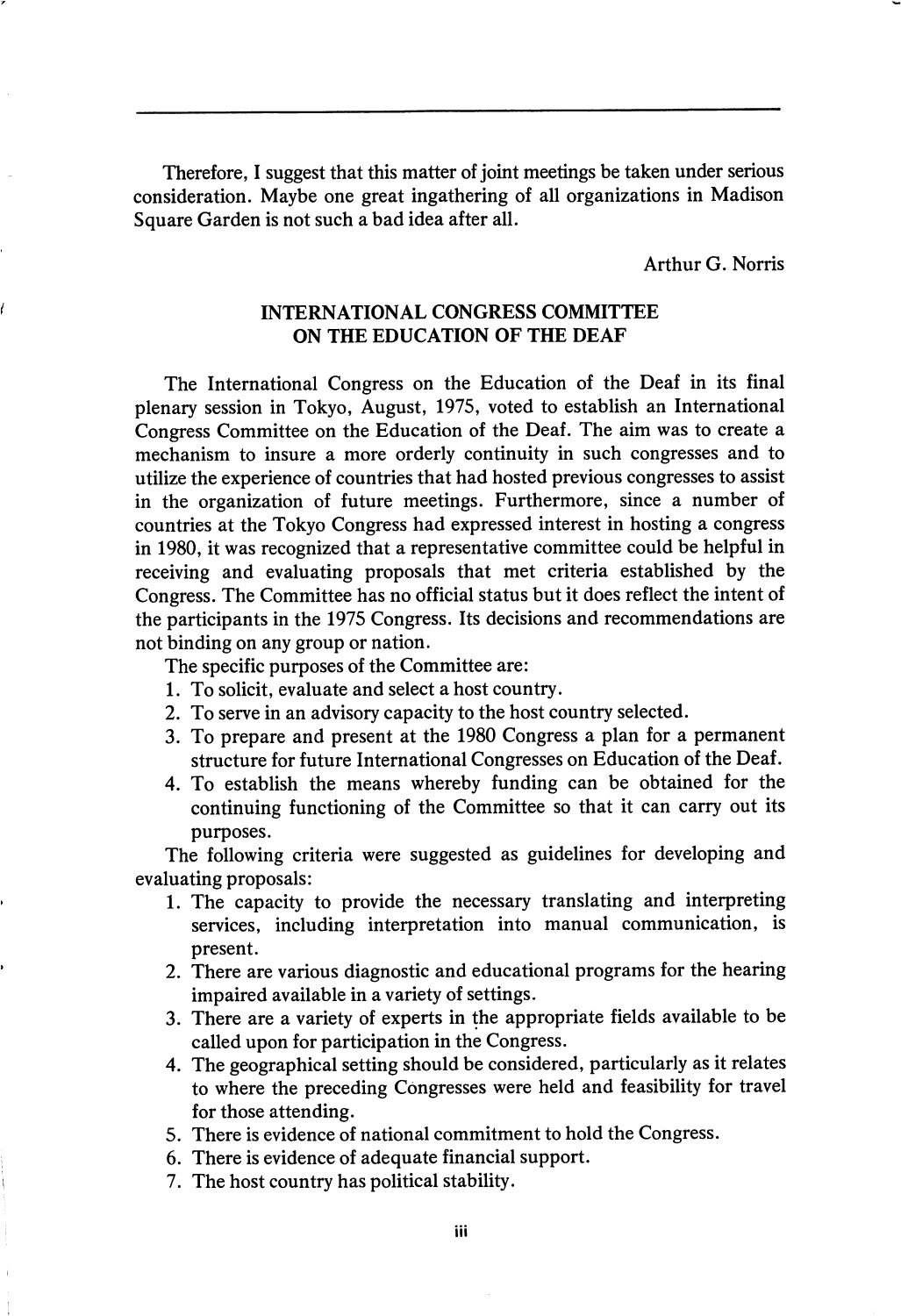Therefore, I suggest that this matter of joint meetings be taken under serious consideration. Maybe one great ingathering of all organizations in Madison Square Garden is not such a bad idea after all.

Arthur G. Norris

## INTERNATIONAL CONGRESS COMMITTEE ON THE EDUCATION OF THE DEAF

The International Congress on the Education of the Deaf in its final plenary session in Tokyo, August, 1975, voted to establish an International Congress Committee on the Education of the Deaf. The aim was to create a mechanism to insure a more orderly continuity in such congresses and to utilize the experience of countries that had hosted previous congresses to assist in the organization of future meetings. Furthermore, since a number of countries at the Tokyo Congress had expressed interest in hosting a congress in 1980, it was recognized that a representative committee could be helpful in receiving and evaluating proposals that met criteria established by the Congress. The Committee has no official status but it does reflect the intent of the participants in the 1975 Congress. Its decisions and recommendations are not binding on any group or nation.

The specific purposes of the Committee are:

1. To solicit, evaluate and select a host country.
2. To serve in an advisory capacity to the host country selected.
3. To prepare and present at the 1980 Congress a plan for a permanent structure for future International Congresses on Education of the Deaf.
4. To establish the means whereby funding can be obtained for the continuing functioning of the Committee so that it can carry out its purposes.

The following criteria were suggested as guidelines for developing and evaluating proposals:

1. The capacity to provide the necessary translating and interpreting services, including interpretation into manual communication, is present.
2. There are various diagnostic and educational programs for the hearing impaired available in a variety of settings.
3. There are a variety of experts in the appropriate fields available to be called upon for participation in the Congress.
4. The geographical setting should be considered, particularly as it relates to where the preceding Congresses were held and feasibility for travel for those attending.
5. There is evidence of national commitment to hold the Congress.
6. There is evidence of adequate financial support.
7. The host country has political stability.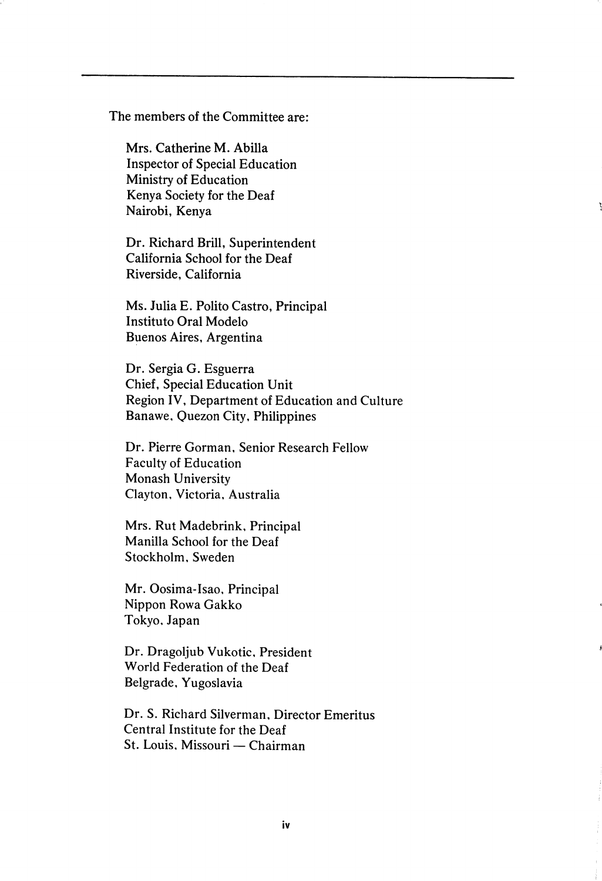The members of the Committee are:

Mrs. Catherine M. Abilla
Inspector of Special Education
Ministry of Education
Kenya Society for the Deaf
Nairobi, Kenya

Dr. Richard Brill, Superintendent
California School for the Deaf
Riverside, California

Ms. Julia E. Polito Castro, Principal
Instituto Oral Modelo
Buenos Aires, Argentina

Dr. Sergia G. Esguerra
Chief, Special Education Unit
Region IV, Department of Education and Culture
Banawe, Quezon City, Philippines

Dr. Pierre Gorman, Senior Research Fellow
Faculty of Education
Monash University
Clayton, Victoria, Australia

Mrs. Rut Madebrink, Principal
Manilla School for the Deaf
Stockholm, Sweden

Mr. Oosima-Isao, Principal
Nippon Rowa Gakko
Tokyo, Japan

Dr. Dragoljub Vukotic, President
World Federation of the Deaf
Belgrade, Yugoslavia

Dr. S. Richard Silverman, Director Emeritus
Central Institute for the Deaf
St. Louis, Missouri — Chairman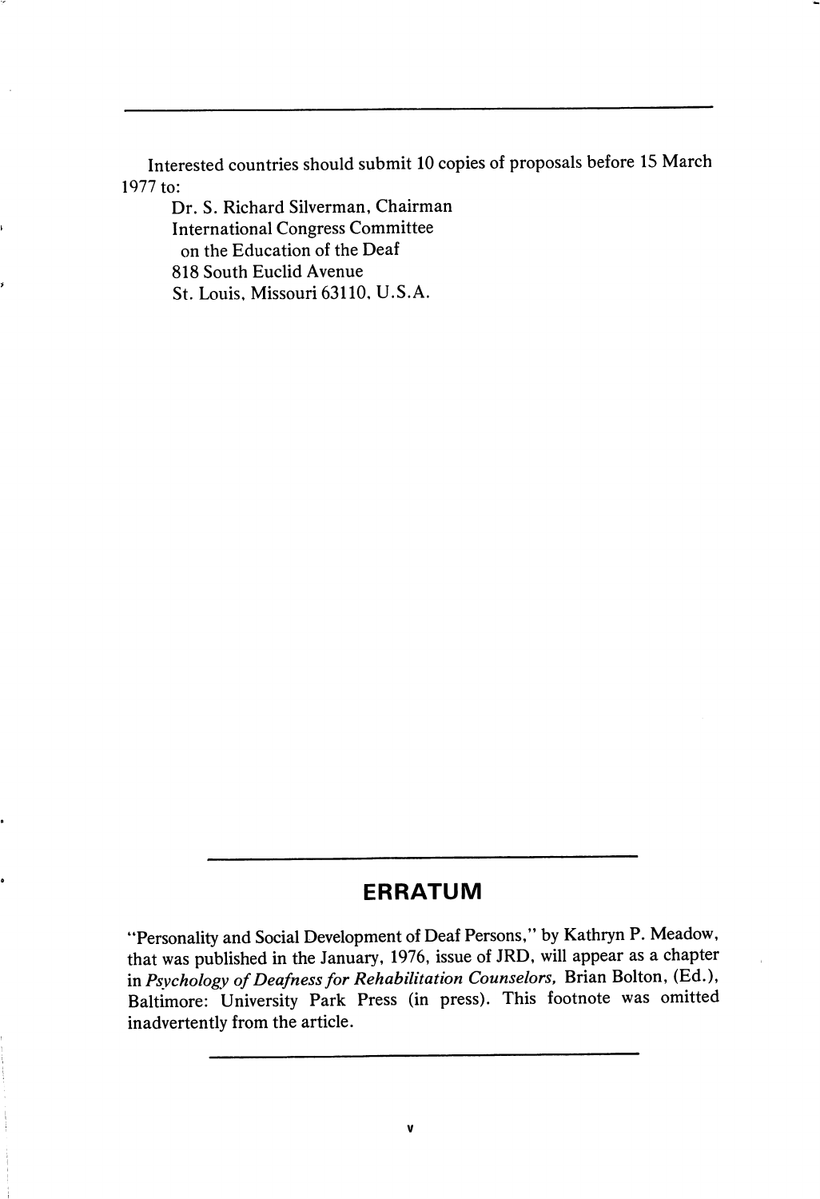Interested countries should submit 10 copies of proposals before 15 March 1977 to:

Dr. S. Richard Silverman, Chairman
International Congress Committee
on the Education of the Deaf
818 South Euclid Avenue
St. Louis, Missouri 63110, U.S.A.

## ERRATUM

"Personality and Social Development of Deaf Persons," by Kathryn P. Meadow, that was published in the January, 1976, issue of JRD, will appear as a chapter in *Psychology of Deafness for Rehabilitation Counselors,* Brian Bolton, (Ed.), Baltimore: University Park Press (in press). This footnote was omitted inadvertently from the article.